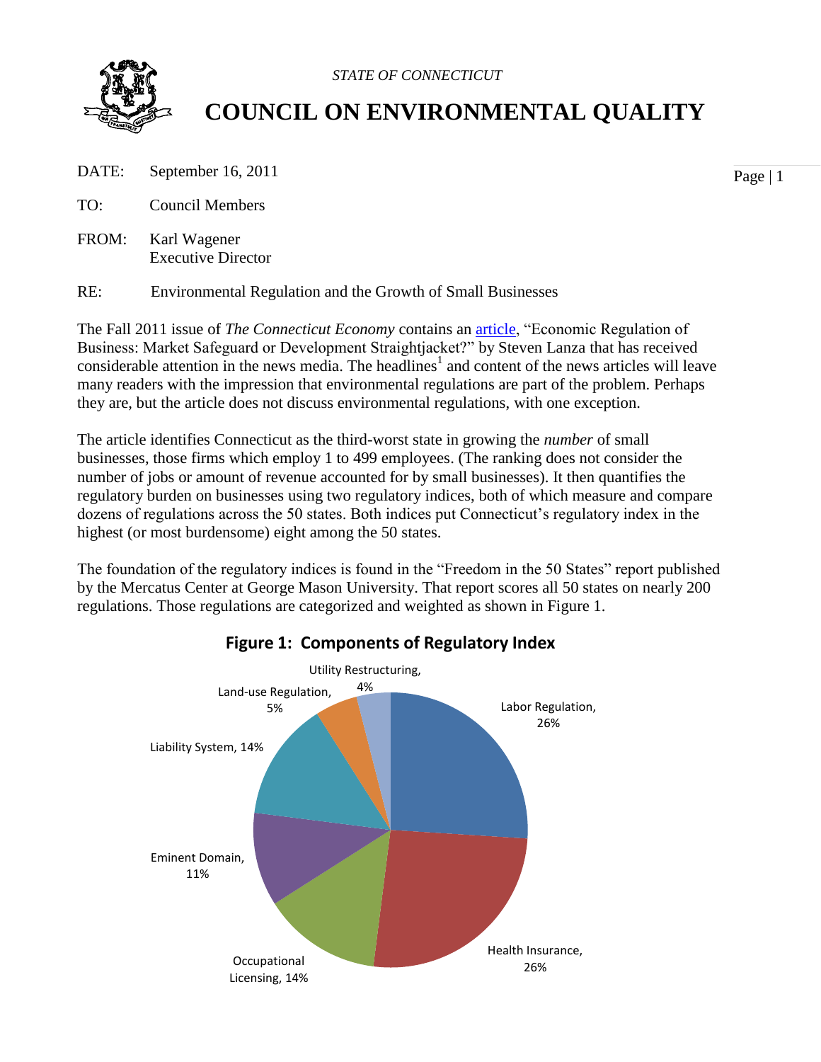*STATE OF CONNECTICUT*

# COUNCIL ON ENVIRONMENTAL QUALITY

DATE: September 16, 2011

TO: Council Members

FROM: Karl Wagener
Executive Director

RE: Environmental Regulation and the Growth of Small Businesses

The Fall 2011 issue of *The Connecticut Economy* contains an article, "Economic Regulation of Business: Market Safeguard or Development Straightjacket?" by Steven Lanza that has received considerable attention in the news media. The headlines[1] and content of the news articles will leave many readers with the impression that environmental regulations are part of the problem. Perhaps they are, but the article does not discuss environmental regulations, with one exception.

The article identifies Connecticut as the third-worst state in growing the *number* of small businesses, those firms which employ 1 to 499 employees. (The ranking does not consider the number of jobs or amount of revenue accounted for by small businesses). It then quantifies the regulatory burden on businesses using two regulatory indices, both of which measure and compare dozens of regulations across the 50 states. Both indices put Connecticut's regulatory index in the highest (or most burdensome) eight among the 50 states.

The foundation of the regulatory indices is found in the "Freedom in the 50 States" report published by the Mercatus Center at George Mason University. That report scores all 50 states on nearly 200 regulations. Those regulations are categorized and weighted as shown in Figure 1.

**Figure 1: Components of Regulatory Index**

| Component | Weight |
|---|---|
| Labor Regulation | 26% |
| Health Insurance | 26% |
| Occupational Licensing | 14% |
| Eminent Domain | 11% |
| Liability System | 14% |
| Land-use Regulation | 5% |
| Utility Restructuring | 4% |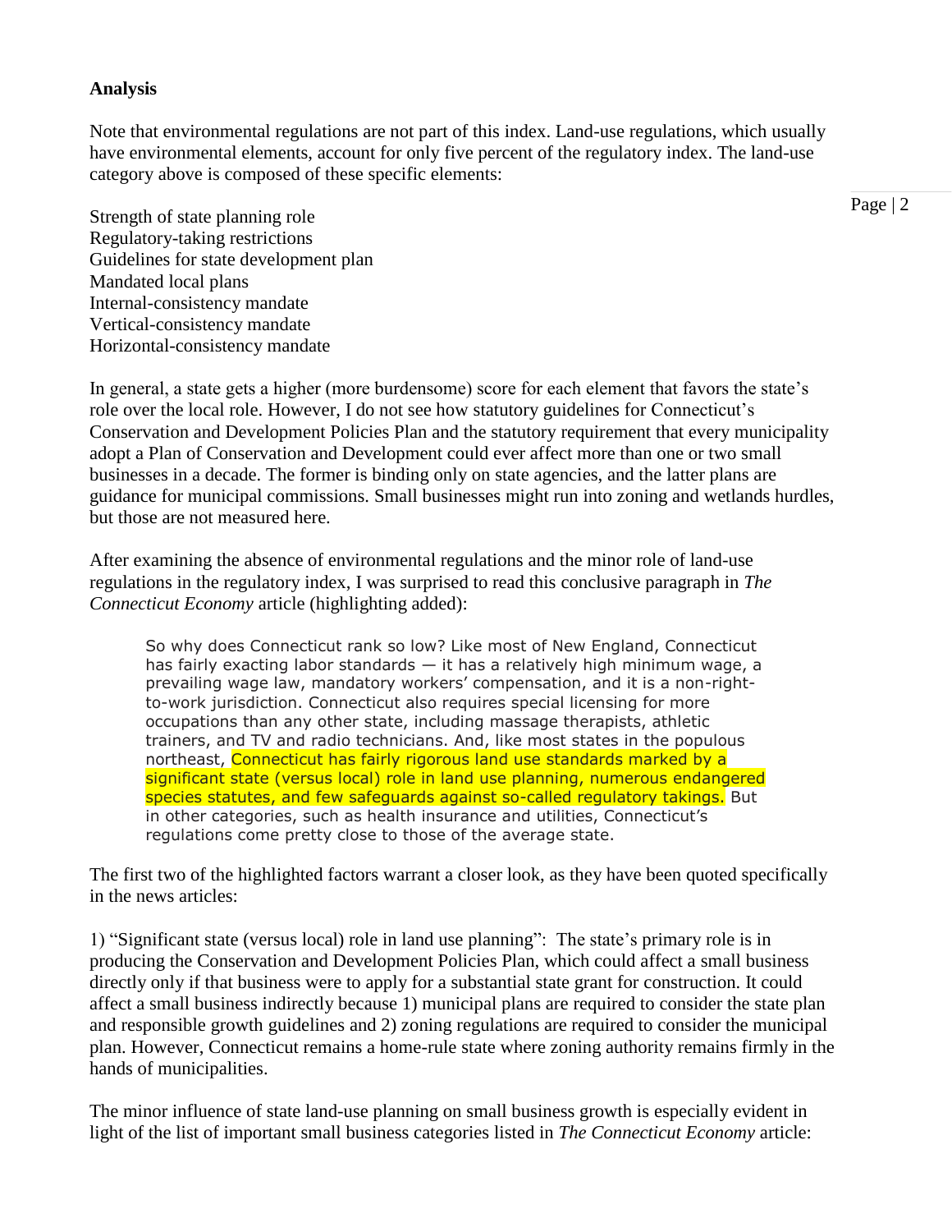**Analysis**

Note that environmental regulations are not part of this index. Land-use regulations, which usually have environmental elements, account for only five percent of the regulatory index. The land-use category above is composed of these specific elements:

Strength of state planning role
Regulatory-taking restrictions
Guidelines for state development plan
Mandated local plans
Internal-consistency mandate
Vertical-consistency mandate
Horizontal-consistency mandate

In general, a state gets a higher (more burdensome) score for each element that favors the state's role over the local role. However, I do not see how statutory guidelines for Connecticut's Conservation and Development Policies Plan and the statutory requirement that every municipality adopt a Plan of Conservation and Development could ever affect more than one or two small businesses in a decade. The former is binding only on state agencies, and the latter plans are guidance for municipal commissions. Small businesses might run into zoning and wetlands hurdles, but those are not measured here.

After examining the absence of environmental regulations and the minor role of land-use regulations in the regulatory index, I was surprised to read this conclusive paragraph in *The Connecticut Economy* article (highlighting added):

> So why does Connecticut rank so low? Like most of New England, Connecticut has fairly exacting labor standards — it has a relatively high minimum wage, a prevailing wage law, mandatory workers' compensation, and it is a non-right-to-work jurisdiction. Connecticut also requires special licensing for more occupations than any other state, including massage therapists, athletic trainers, and TV and radio technicians. And, like most states in the populous northeast, Connecticut has fairly rigorous land use standards marked by a significant state (versus local) role in land use planning, numerous endangered species statutes, and few safeguards against so-called regulatory takings. But in other categories, such as health insurance and utilities, Connecticut's regulations come pretty close to those of the average state.

The first two of the highlighted factors warrant a closer look, as they have been quoted specifically in the news articles:

1) "Significant state (versus local) role in land use planning": The state's primary role is in producing the Conservation and Development Policies Plan, which could affect a small business directly only if that business were to apply for a substantial state grant for construction. It could affect a small business indirectly because 1) municipal plans are required to consider the state plan and responsible growth guidelines and 2) zoning regulations are required to consider the municipal plan. However, Connecticut remains a home-rule state where zoning authority remains firmly in the hands of municipalities.

The minor influence of state land-use planning on small business growth is especially evident in light of the list of important small business categories listed in *The Connecticut Economy* article: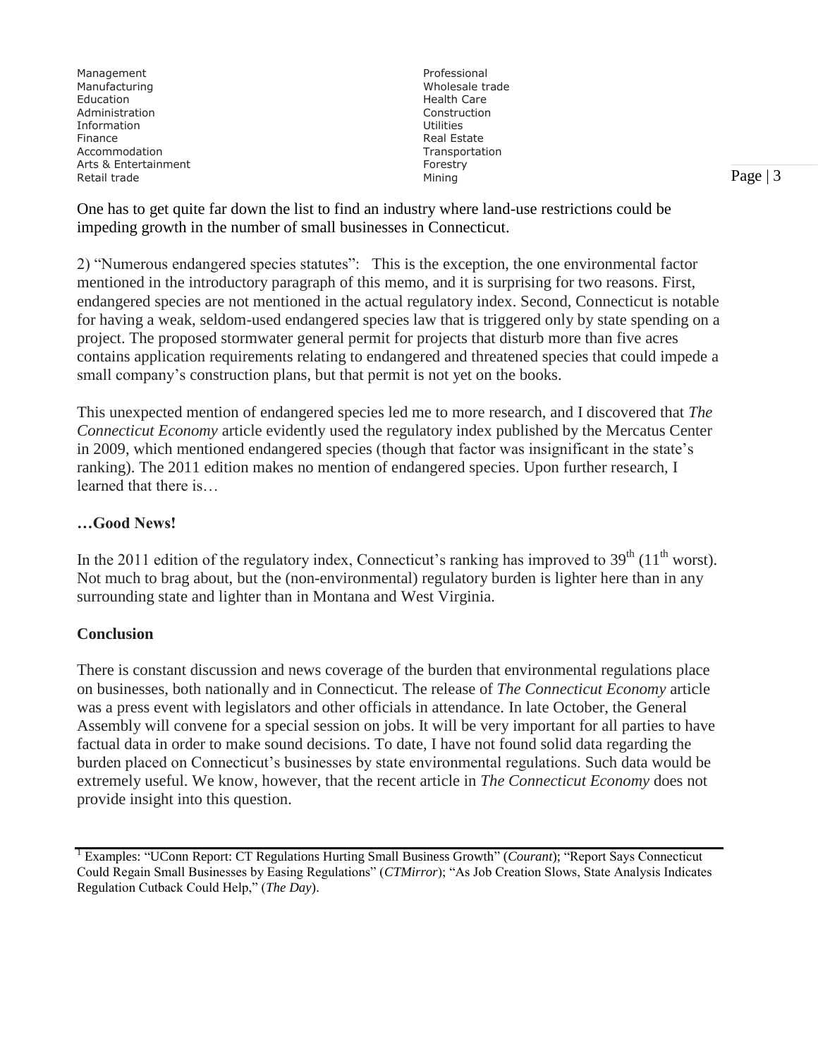| | |
|---|---|
| Management | Professional |
| Manufacturing | Wholesale trade |
| Education | Health Care |
| Administration | Construction |
| Information | Utilities |
| Finance | Real Estate |
| Accommodation | Transportation |
| Arts & Entertainment | Forestry |
| Retail trade | Mining |

One has to get quite far down the list to find an industry where land-use restrictions could be impeding growth in the number of small businesses in Connecticut.

2) "Numerous endangered species statutes": This is the exception, the one environmental factor mentioned in the introductory paragraph of this memo, and it is surprising for two reasons. First, endangered species are not mentioned in the actual regulatory index. Second, Connecticut is notable for having a weak, seldom-used endangered species law that is triggered only by state spending on a project. The proposed stormwater general permit for projects that disturb more than five acres contains application requirements relating to endangered and threatened species that could impede a small company's construction plans, but that permit is not yet on the books.

This unexpected mention of endangered species led me to more research, and I discovered that *The Connecticut Economy* article evidently used the regulatory index published by the Mercatus Center in 2009, which mentioned endangered species (though that factor was insignificant in the state's ranking). The 2011 edition makes no mention of endangered species. Upon further research, I learned that there is…

### …Good News!

In the 2011 edition of the regulatory index, Connecticut's ranking has improved to 39th (11th worst). Not much to brag about, but the (non-environmental) regulatory burden is lighter here than in any surrounding state and lighter than in Montana and West Virginia.

### Conclusion

There is constant discussion and news coverage of the burden that environmental regulations place on businesses, both nationally and in Connecticut. The release of *The Connecticut Economy* article was a press event with legislators and other officials in attendance. In late October, the General Assembly will convene for a special session on jobs. It will be very important for all parties to have factual data in order to make sound decisions. To date, I have not found solid data regarding the burden placed on Connecticut's businesses by state environmental regulations. Such data would be extremely useful. We know, however, that the recent article in *The Connecticut Economy* does not provide insight into this question.

---

[1] Examples: "UConn Report: CT Regulations Hurting Small Business Growth" (*Courant*); "Report Says Connecticut Could Regain Small Businesses by Easing Regulations" (*CTMirror*); "As Job Creation Slows, State Analysis Indicates Regulation Cutback Could Help," (*The Day*).